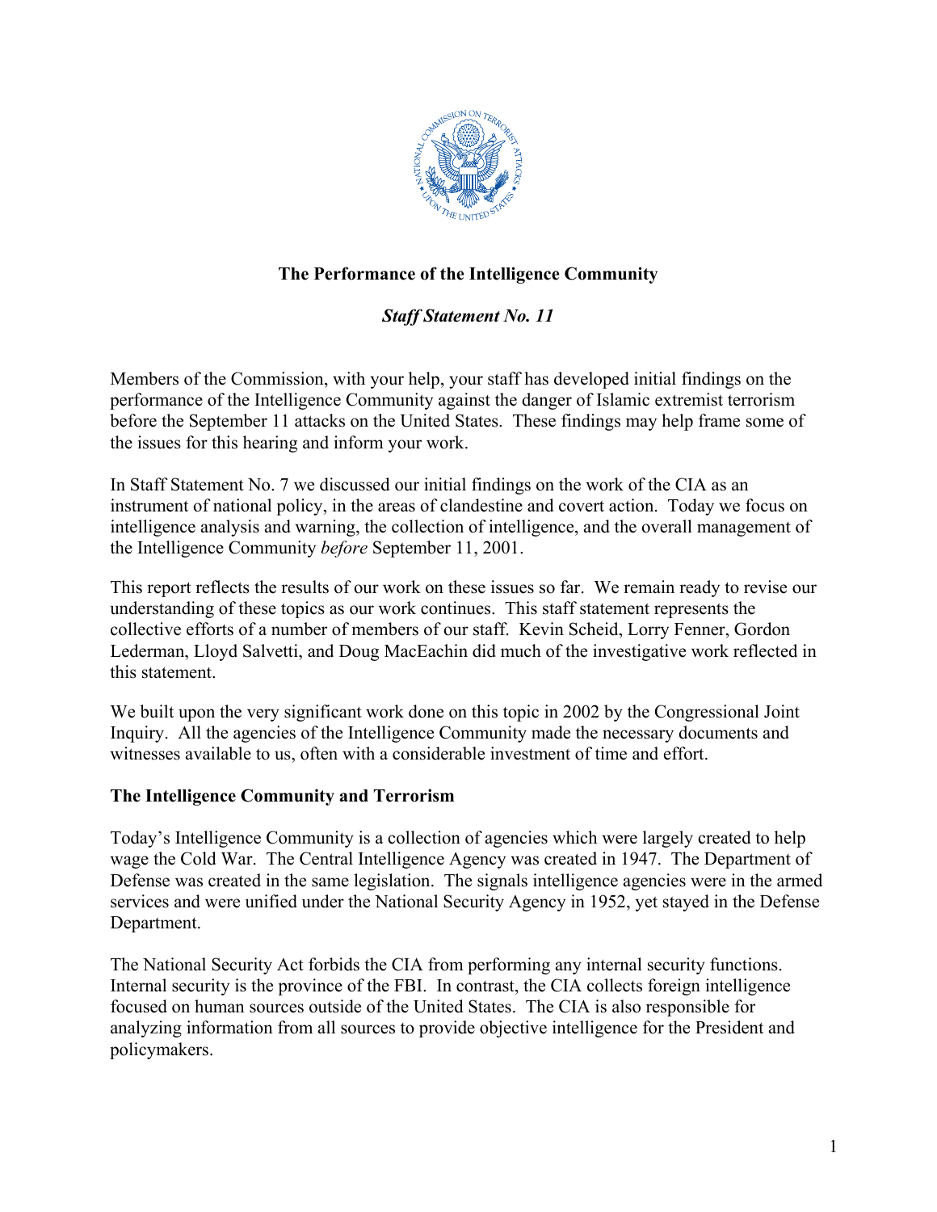# The Performance of the Intelligence Community

## *Staff Statement No. 11*

Members of the Commission, with your help, your staff has developed initial findings on the performance of the Intelligence Community against the danger of Islamic extremist terrorism before the September 11 attacks on the United States. These findings may help frame some of the issues for this hearing and inform your work.

In Staff Statement No. 7 we discussed our initial findings on the work of the CIA as an instrument of national policy, in the areas of clandestine and covert action. Today we focus on intelligence analysis and warning, the collection of intelligence, and the overall management of the Intelligence Community *before* September 11, 2001.

This report reflects the results of our work on these issues so far. We remain ready to revise our understanding of these topics as our work continues. This staff statement represents the collective efforts of a number of members of our staff. Kevin Scheid, Lorry Fenner, Gordon Lederman, Lloyd Salvetti, and Doug MacEachin did much of the investigative work reflected in this statement.

We built upon the very significant work done on this topic in 2002 by the Congressional Joint Inquiry. All the agencies of the Intelligence Community made the necessary documents and witnesses available to us, often with a considerable investment of time and effort.

### The Intelligence Community and Terrorism

Today's Intelligence Community is a collection of agencies which were largely created to help wage the Cold War. The Central Intelligence Agency was created in 1947. The Department of Defense was created in the same legislation. The signals intelligence agencies were in the armed services and were unified under the National Security Agency in 1952, yet stayed in the Defense Department.

The National Security Act forbids the CIA from performing any internal security functions. Internal security is the province of the FBI. In contrast, the CIA collects foreign intelligence focused on human sources outside of the United States. The CIA is also responsible for analyzing information from all sources to provide objective intelligence for the President and policymakers.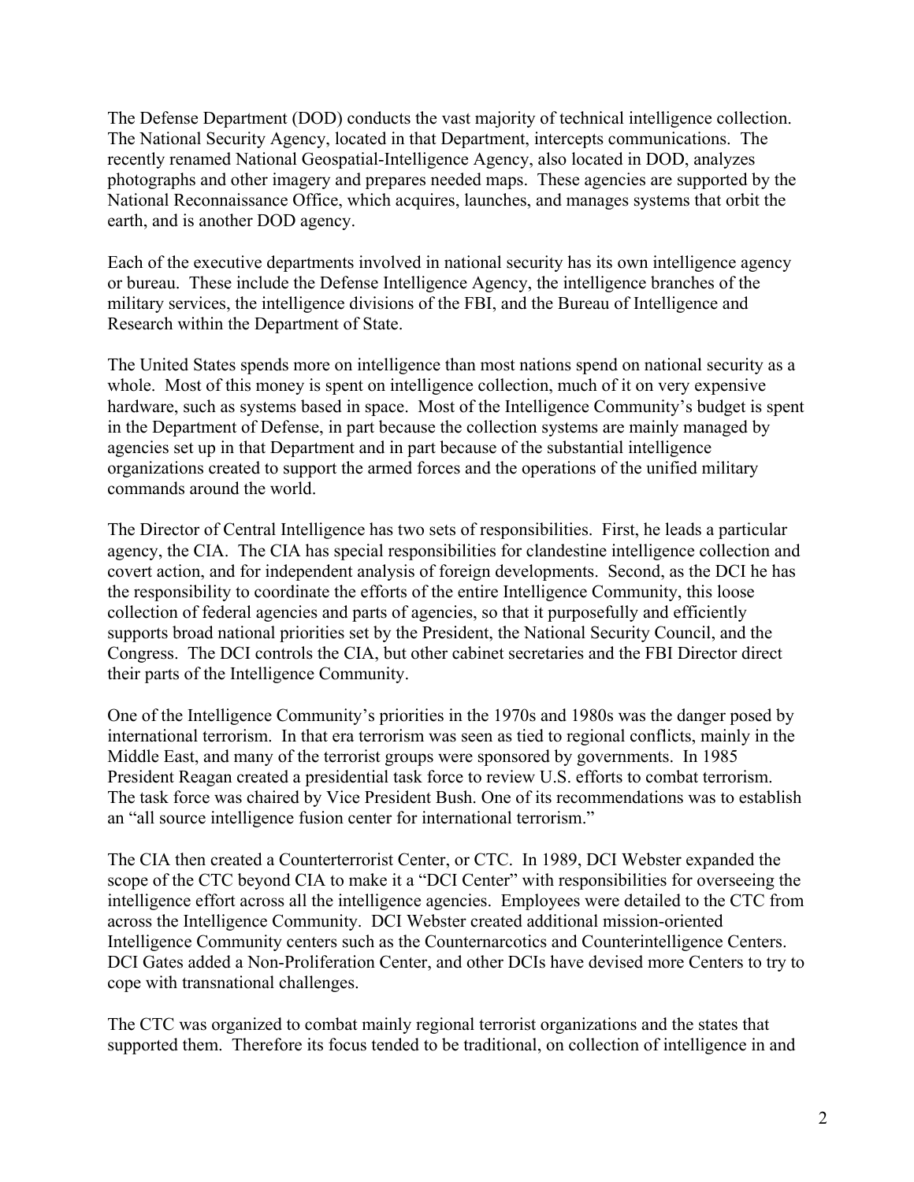The Defense Department (DOD) conducts the vast majority of technical intelligence collection. The National Security Agency, located in that Department, intercepts communications. The recently renamed National Geospatial-Intelligence Agency, also located in DOD, analyzes photographs and other imagery and prepares needed maps. These agencies are supported by the National Reconnaissance Office, which acquires, launches, and manages systems that orbit the earth, and is another DOD agency.

Each of the executive departments involved in national security has its own intelligence agency or bureau. These include the Defense Intelligence Agency, the intelligence branches of the military services, the intelligence divisions of the FBI, and the Bureau of Intelligence and Research within the Department of State.

The United States spends more on intelligence than most nations spend on national security as a whole. Most of this money is spent on intelligence collection, much of it on very expensive hardware, such as systems based in space. Most of the Intelligence Community's budget is spent in the Department of Defense, in part because the collection systems are mainly managed by agencies set up in that Department and in part because of the substantial intelligence organizations created to support the armed forces and the operations of the unified military commands around the world.

The Director of Central Intelligence has two sets of responsibilities. First, he leads a particular agency, the CIA. The CIA has special responsibilities for clandestine intelligence collection and covert action, and for independent analysis of foreign developments. Second, as the DCI he has the responsibility to coordinate the efforts of the entire Intelligence Community, this loose collection of federal agencies and parts of agencies, so that it purposefully and efficiently supports broad national priorities set by the President, the National Security Council, and the Congress. The DCI controls the CIA, but other cabinet secretaries and the FBI Director direct their parts of the Intelligence Community.

One of the Intelligence Community's priorities in the 1970s and 1980s was the danger posed by international terrorism. In that era terrorism was seen as tied to regional conflicts, mainly in the Middle East, and many of the terrorist groups were sponsored by governments. In 1985 President Reagan created a presidential task force to review U.S. efforts to combat terrorism. The task force was chaired by Vice President Bush. One of its recommendations was to establish an "all source intelligence fusion center for international terrorism."

The CIA then created a Counterterrorist Center, or CTC. In 1989, DCI Webster expanded the scope of the CTC beyond CIA to make it a "DCI Center" with responsibilities for overseeing the intelligence effort across all the intelligence agencies. Employees were detailed to the CTC from across the Intelligence Community. DCI Webster created additional mission-oriented Intelligence Community centers such as the Counternarcotics and Counterintelligence Centers. DCI Gates added a Non-Proliferation Center, and other DCIs have devised more Centers to try to cope with transnational challenges.

The CTC was organized to combat mainly regional terrorist organizations and the states that supported them. Therefore its focus tended to be traditional, on collection of intelligence in and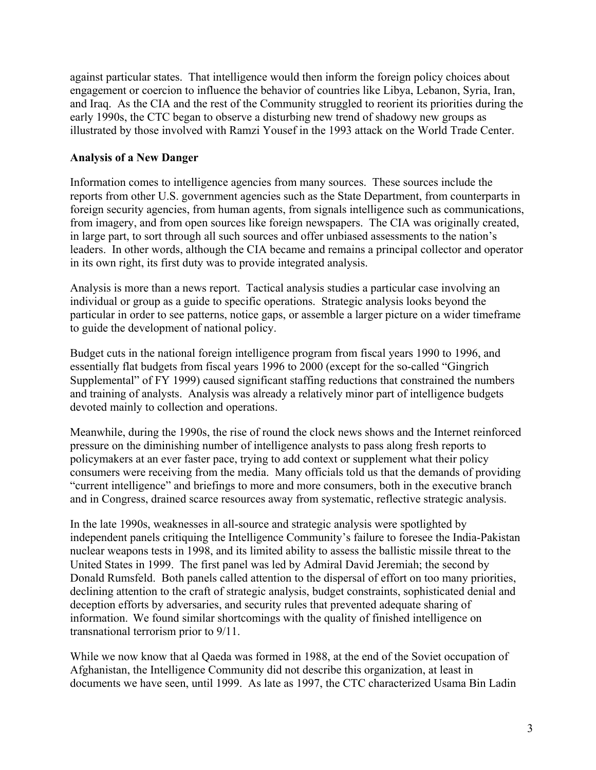against particular states. That intelligence would then inform the foreign policy choices about engagement or coercion to influence the behavior of countries like Libya, Lebanon, Syria, Iran, and Iraq. As the CIA and the rest of the Community struggled to reorient its priorities during the early 1990s, the CTC began to observe a disturbing new trend of shadowy new groups as illustrated by those involved with Ramzi Yousef in the 1993 attack on the World Trade Center.

**Analysis of a New Danger**

Information comes to intelligence agencies from many sources. These sources include the reports from other U.S. government agencies such as the State Department, from counterparts in foreign security agencies, from human agents, from signals intelligence such as communications, from imagery, and from open sources like foreign newspapers. The CIA was originally created, in large part, to sort through all such sources and offer unbiased assessments to the nation's leaders. In other words, although the CIA became and remains a principal collector and operator in its own right, its first duty was to provide integrated analysis.

Analysis is more than a news report. Tactical analysis studies a particular case involving an individual or group as a guide to specific operations. Strategic analysis looks beyond the particular in order to see patterns, notice gaps, or assemble a larger picture on a wider timeframe to guide the development of national policy.

Budget cuts in the national foreign intelligence program from fiscal years 1990 to 1996, and essentially flat budgets from fiscal years 1996 to 2000 (except for the so-called "Gingrich Supplemental" of FY 1999) caused significant staffing reductions that constrained the numbers and training of analysts. Analysis was already a relatively minor part of intelligence budgets devoted mainly to collection and operations.

Meanwhile, during the 1990s, the rise of round the clock news shows and the Internet reinforced pressure on the diminishing number of intelligence analysts to pass along fresh reports to policymakers at an ever faster pace, trying to add context or supplement what their policy consumers were receiving from the media. Many officials told us that the demands of providing "current intelligence" and briefings to more and more consumers, both in the executive branch and in Congress, drained scarce resources away from systematic, reflective strategic analysis.

In the late 1990s, weaknesses in all-source and strategic analysis were spotlighted by independent panels critiquing the Intelligence Community's failure to foresee the India-Pakistan nuclear weapons tests in 1998, and its limited ability to assess the ballistic missile threat to the United States in 1999. The first panel was led by Admiral David Jeremiah; the second by Donald Rumsfeld. Both panels called attention to the dispersal of effort on too many priorities, declining attention to the craft of strategic analysis, budget constraints, sophisticated denial and deception efforts by adversaries, and security rules that prevented adequate sharing of information. We found similar shortcomings with the quality of finished intelligence on transnational terrorism prior to 9/11.

While we now know that al Qaeda was formed in 1988, at the end of the Soviet occupation of Afghanistan, the Intelligence Community did not describe this organization, at least in documents we have seen, until 1999. As late as 1997, the CTC characterized Usama Bin Ladin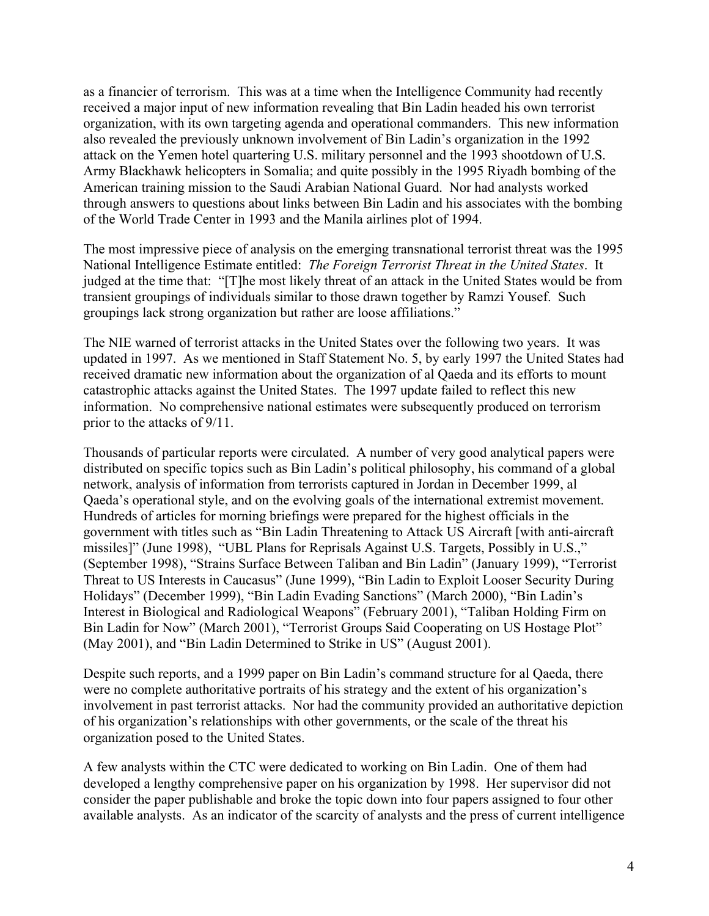as a financier of terrorism. This was at a time when the Intelligence Community had recently received a major input of new information revealing that Bin Ladin headed his own terrorist organization, with its own targeting agenda and operational commanders. This new information also revealed the previously unknown involvement of Bin Ladin's organization in the 1992 attack on the Yemen hotel quartering U.S. military personnel and the 1993 shootdown of U.S. Army Blackhawk helicopters in Somalia; and quite possibly in the 1995 Riyadh bombing of the American training mission to the Saudi Arabian National Guard. Nor had analysts worked through answers to questions about links between Bin Ladin and his associates with the bombing of the World Trade Center in 1993 and the Manila airlines plot of 1994.

The most impressive piece of analysis on the emerging transnational terrorist threat was the 1995 National Intelligence Estimate entitled: *The Foreign Terrorist Threat in the United States*. It judged at the time that: "[T]he most likely threat of an attack in the United States would be from transient groupings of individuals similar to those drawn together by Ramzi Yousef. Such groupings lack strong organization but rather are loose affiliations."

The NIE warned of terrorist attacks in the United States over the following two years. It was updated in 1997. As we mentioned in Staff Statement No. 5, by early 1997 the United States had received dramatic new information about the organization of al Qaeda and its efforts to mount catastrophic attacks against the United States. The 1997 update failed to reflect this new information. No comprehensive national estimates were subsequently produced on terrorism prior to the attacks of 9/11.

Thousands of particular reports were circulated. A number of very good analytical papers were distributed on specific topics such as Bin Ladin's political philosophy, his command of a global network, analysis of information from terrorists captured in Jordan in December 1999, al Qaeda's operational style, and on the evolving goals of the international extremist movement. Hundreds of articles for morning briefings were prepared for the highest officials in the government with titles such as "Bin Ladin Threatening to Attack US Aircraft [with anti-aircraft missiles]" (June 1998), "UBL Plans for Reprisals Against U.S. Targets, Possibly in U.S.," (September 1998), "Strains Surface Between Taliban and Bin Ladin" (January 1999), "Terrorist Threat to US Interests in Caucasus" (June 1999), "Bin Ladin to Exploit Looser Security During Holidays" (December 1999), "Bin Ladin Evading Sanctions" (March 2000), "Bin Ladin's Interest in Biological and Radiological Weapons" (February 2001), "Taliban Holding Firm on Bin Ladin for Now" (March 2001), "Terrorist Groups Said Cooperating on US Hostage Plot" (May 2001), and "Bin Ladin Determined to Strike in US" (August 2001).

Despite such reports, and a 1999 paper on Bin Ladin's command structure for al Qaeda, there were no complete authoritative portraits of his strategy and the extent of his organization's involvement in past terrorist attacks. Nor had the community provided an authoritative depiction of his organization's relationships with other governments, or the scale of the threat his organization posed to the United States.

A few analysts within the CTC were dedicated to working on Bin Ladin. One of them had developed a lengthy comprehensive paper on his organization by 1998. Her supervisor did not consider the paper publishable and broke the topic down into four papers assigned to four other available analysts. As an indicator of the scarcity of analysts and the press of current intelligence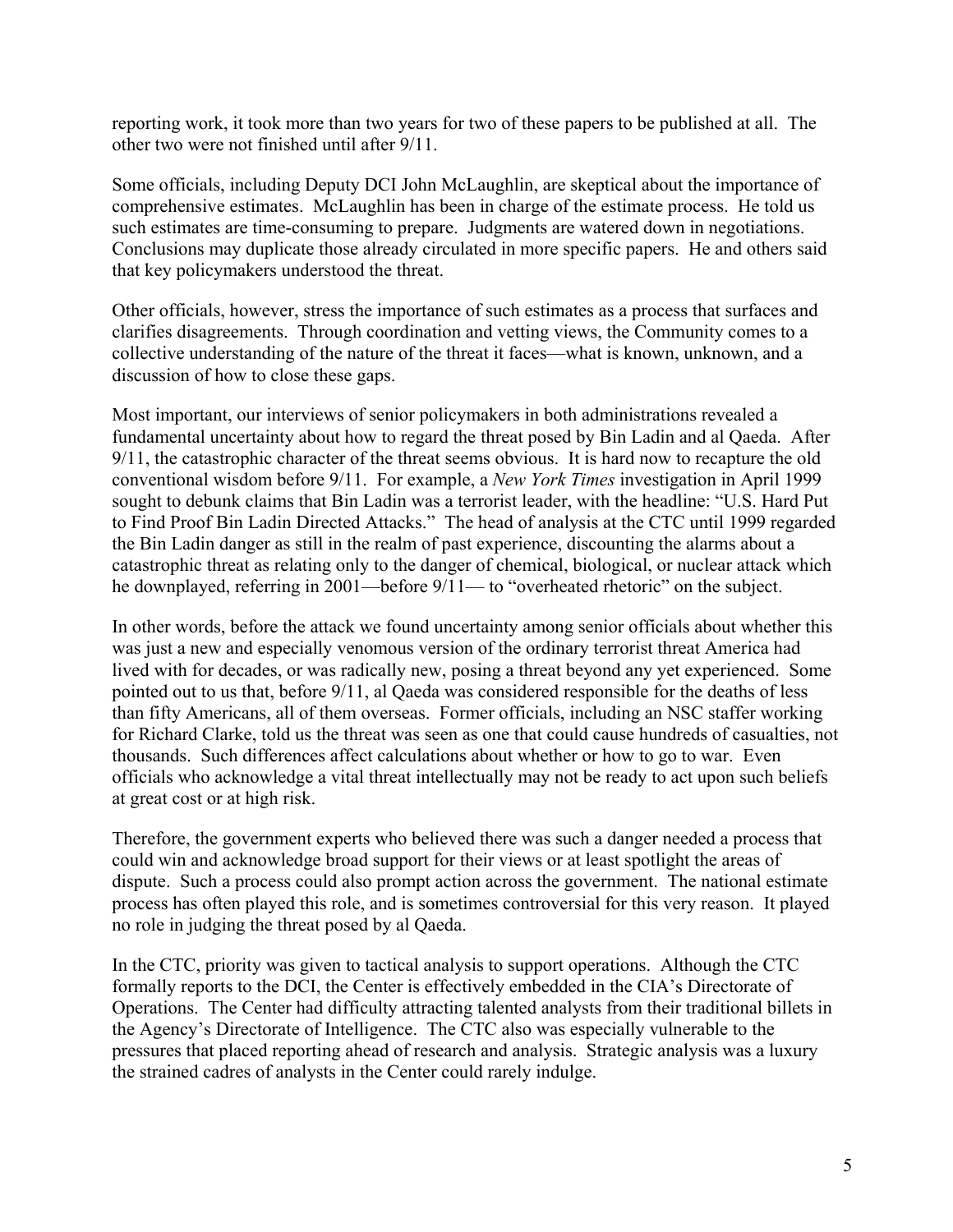reporting work, it took more than two years for two of these papers to be published at all. The other two were not finished until after 9/11.

Some officials, including Deputy DCI John McLaughlin, are skeptical about the importance of comprehensive estimates. McLaughlin has been in charge of the estimate process. He told us such estimates are time-consuming to prepare. Judgments are watered down in negotiations. Conclusions may duplicate those already circulated in more specific papers. He and others said that key policymakers understood the threat.

Other officials, however, stress the importance of such estimates as a process that surfaces and clarifies disagreements. Through coordination and vetting views, the Community comes to a collective understanding of the nature of the threat it faces—what is known, unknown, and a discussion of how to close these gaps.

Most important, our interviews of senior policymakers in both administrations revealed a fundamental uncertainty about how to regard the threat posed by Bin Ladin and al Qaeda. After 9/11, the catastrophic character of the threat seems obvious. It is hard now to recapture the old conventional wisdom before 9/11. For example, a *New York Times* investigation in April 1999 sought to debunk claims that Bin Ladin was a terrorist leader, with the headline: "U.S. Hard Put to Find Proof Bin Ladin Directed Attacks." The head of analysis at the CTC until 1999 regarded the Bin Ladin danger as still in the realm of past experience, discounting the alarms about a catastrophic threat as relating only to the danger of chemical, biological, or nuclear attack which he downplayed, referring in 2001—before 9/11— to "overheated rhetoric" on the subject.

In other words, before the attack we found uncertainty among senior officials about whether this was just a new and especially venomous version of the ordinary terrorist threat America had lived with for decades, or was radically new, posing a threat beyond any yet experienced. Some pointed out to us that, before 9/11, al Qaeda was considered responsible for the deaths of less than fifty Americans, all of them overseas. Former officials, including an NSC staffer working for Richard Clarke, told us the threat was seen as one that could cause hundreds of casualties, not thousands. Such differences affect calculations about whether or how to go to war. Even officials who acknowledge a vital threat intellectually may not be ready to act upon such beliefs at great cost or at high risk.

Therefore, the government experts who believed there was such a danger needed a process that could win and acknowledge broad support for their views or at least spotlight the areas of dispute. Such a process could also prompt action across the government. The national estimate process has often played this role, and is sometimes controversial for this very reason. It played no role in judging the threat posed by al Qaeda.

In the CTC, priority was given to tactical analysis to support operations. Although the CTC formally reports to the DCI, the Center is effectively embedded in the CIA's Directorate of Operations. The Center had difficulty attracting talented analysts from their traditional billets in the Agency's Directorate of Intelligence. The CTC also was especially vulnerable to the pressures that placed reporting ahead of research and analysis. Strategic analysis was a luxury the strained cadres of analysts in the Center could rarely indulge.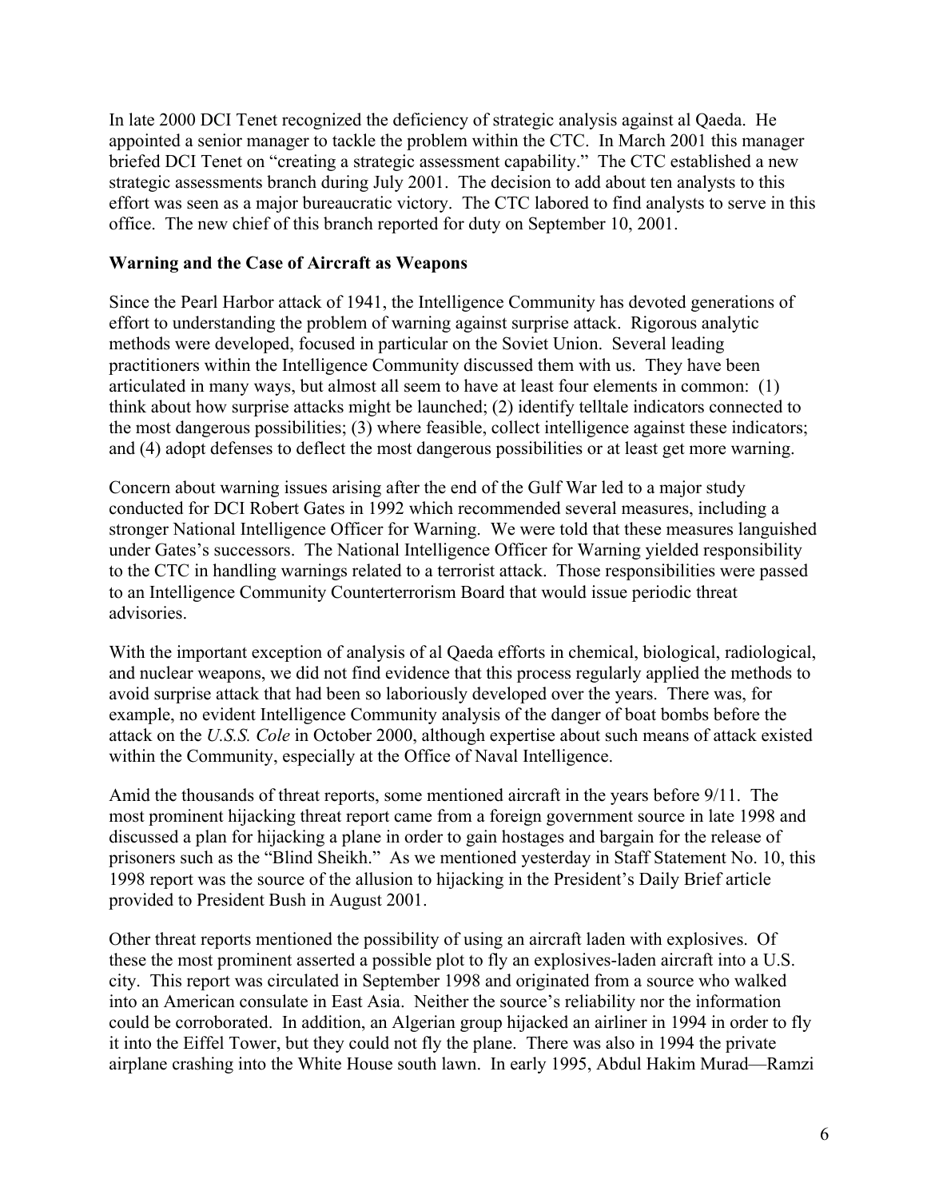In late 2000 DCI Tenet recognized the deficiency of strategic analysis against al Qaeda. He appointed a senior manager to tackle the problem within the CTC. In March 2001 this manager briefed DCI Tenet on "creating a strategic assessment capability." The CTC established a new strategic assessments branch during July 2001. The decision to add about ten analysts to this effort was seen as a major bureaucratic victory. The CTC labored to find analysts to serve in this office. The new chief of this branch reported for duty on September 10, 2001.

**Warning and the Case of Aircraft as Weapons**

Since the Pearl Harbor attack of 1941, the Intelligence Community has devoted generations of effort to understanding the problem of warning against surprise attack. Rigorous analytic methods were developed, focused in particular on the Soviet Union. Several leading practitioners within the Intelligence Community discussed them with us. They have been articulated in many ways, but almost all seem to have at least four elements in common: (1) think about how surprise attacks might be launched; (2) identify telltale indicators connected to the most dangerous possibilities; (3) where feasible, collect intelligence against these indicators; and (4) adopt defenses to deflect the most dangerous possibilities or at least get more warning.

Concern about warning issues arising after the end of the Gulf War led to a major study conducted for DCI Robert Gates in 1992 which recommended several measures, including a stronger National Intelligence Officer for Warning. We were told that these measures languished under Gates's successors. The National Intelligence Officer for Warning yielded responsibility to the CTC in handling warnings related to a terrorist attack. Those responsibilities were passed to an Intelligence Community Counterterrorism Board that would issue periodic threat advisories.

With the important exception of analysis of al Qaeda efforts in chemical, biological, radiological, and nuclear weapons, we did not find evidence that this process regularly applied the methods to avoid surprise attack that had been so laboriously developed over the years. There was, for example, no evident Intelligence Community analysis of the danger of boat bombs before the attack on the *U.S.S. Cole* in October 2000, although expertise about such means of attack existed within the Community, especially at the Office of Naval Intelligence.

Amid the thousands of threat reports, some mentioned aircraft in the years before 9/11. The most prominent hijacking threat report came from a foreign government source in late 1998 and discussed a plan for hijacking a plane in order to gain hostages and bargain for the release of prisoners such as the "Blind Sheikh." As we mentioned yesterday in Staff Statement No. 10, this 1998 report was the source of the allusion to hijacking in the President's Daily Brief article provided to President Bush in August 2001.

Other threat reports mentioned the possibility of using an aircraft laden with explosives. Of these the most prominent asserted a possible plot to fly an explosives-laden aircraft into a U.S. city. This report was circulated in September 1998 and originated from a source who walked into an American consulate in East Asia. Neither the source's reliability nor the information could be corroborated. In addition, an Algerian group hijacked an airliner in 1994 in order to fly it into the Eiffel Tower, but they could not fly the plane. There was also in 1994 the private airplane crashing into the White House south lawn. In early 1995, Abdul Hakim Murad—Ramzi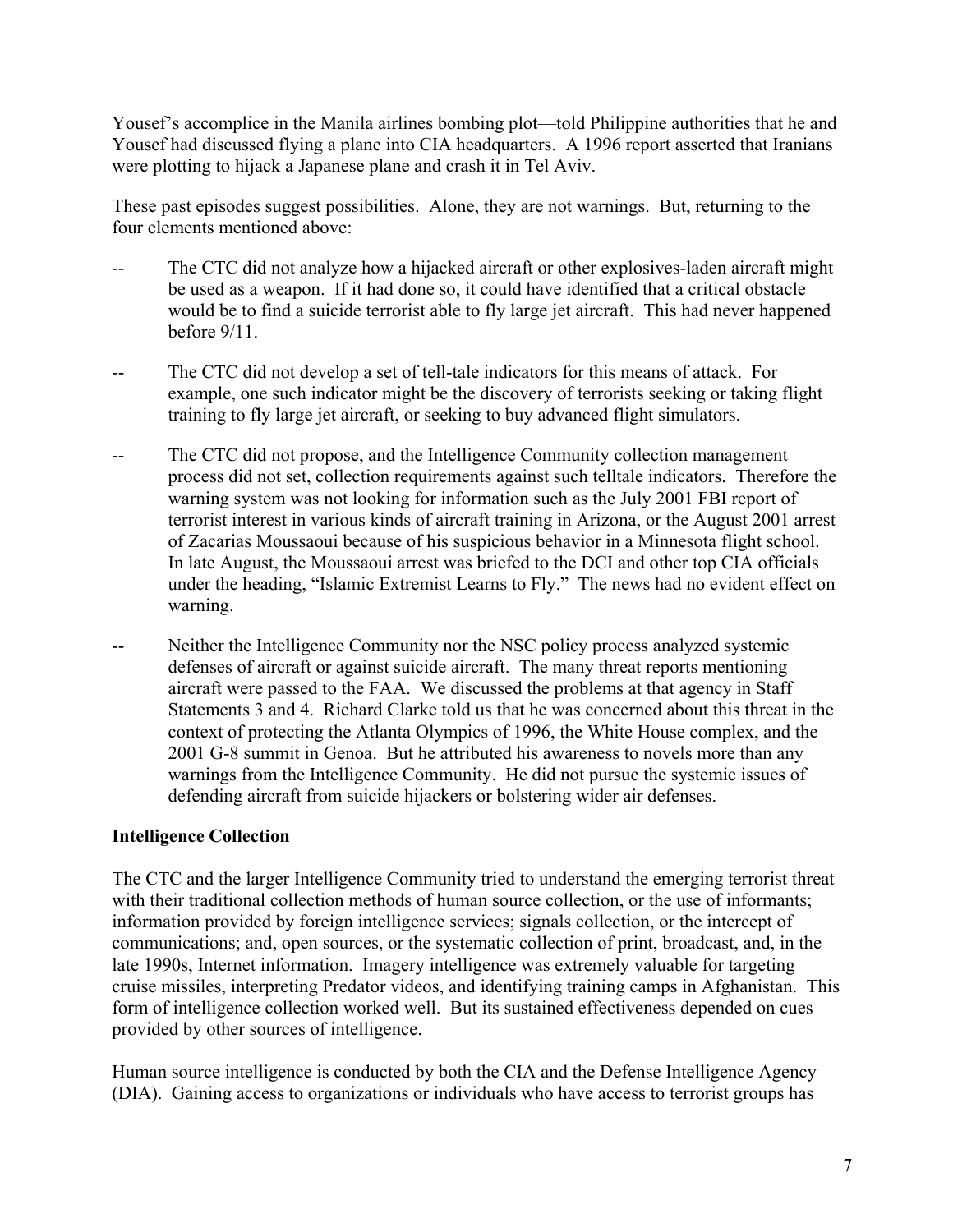Yousef's accomplice in the Manila airlines bombing plot—told Philippine authorities that he and Yousef had discussed flying a plane into CIA headquarters. A 1996 report asserted that Iranians were plotting to hijack a Japanese plane and crash it in Tel Aviv.

These past episodes suggest possibilities. Alone, they are not warnings. But, returning to the four elements mentioned above:

-- The CTC did not analyze how a hijacked aircraft or other explosives-laden aircraft might be used as a weapon. If it had done so, it could have identified that a critical obstacle would be to find a suicide terrorist able to fly large jet aircraft. This had never happened before 9/11.

-- The CTC did not develop a set of tell-tale indicators for this means of attack. For example, one such indicator might be the discovery of terrorists seeking or taking flight training to fly large jet aircraft, or seeking to buy advanced flight simulators.

-- The CTC did not propose, and the Intelligence Community collection management process did not set, collection requirements against such telltale indicators. Therefore the warning system was not looking for information such as the July 2001 FBI report of terrorist interest in various kinds of aircraft training in Arizona, or the August 2001 arrest of Zacarias Moussaoui because of his suspicious behavior in a Minnesota flight school. In late August, the Moussaoui arrest was briefed to the DCI and other top CIA officials under the heading, "Islamic Extremist Learns to Fly." The news had no evident effect on warning.

-- Neither the Intelligence Community nor the NSC policy process analyzed systemic defenses of aircraft or against suicide aircraft. The many threat reports mentioning aircraft were passed to the FAA. We discussed the problems at that agency in Staff Statements 3 and 4. Richard Clarke told us that he was concerned about this threat in the context of protecting the Atlanta Olympics of 1996, the White House complex, and the 2001 G-8 summit in Genoa. But he attributed his awareness to novels more than any warnings from the Intelligence Community. He did not pursue the systemic issues of defending aircraft from suicide hijackers or bolstering wider air defenses.

**Intelligence Collection**

The CTC and the larger Intelligence Community tried to understand the emerging terrorist threat with their traditional collection methods of human source collection, or the use of informants; information provided by foreign intelligence services; signals collection, or the intercept of communications; and, open sources, or the systematic collection of print, broadcast, and, in the late 1990s, Internet information. Imagery intelligence was extremely valuable for targeting cruise missiles, interpreting Predator videos, and identifying training camps in Afghanistan. This form of intelligence collection worked well. But its sustained effectiveness depended on cues provided by other sources of intelligence.

Human source intelligence is conducted by both the CIA and the Defense Intelligence Agency (DIA). Gaining access to organizations or individuals who have access to terrorist groups has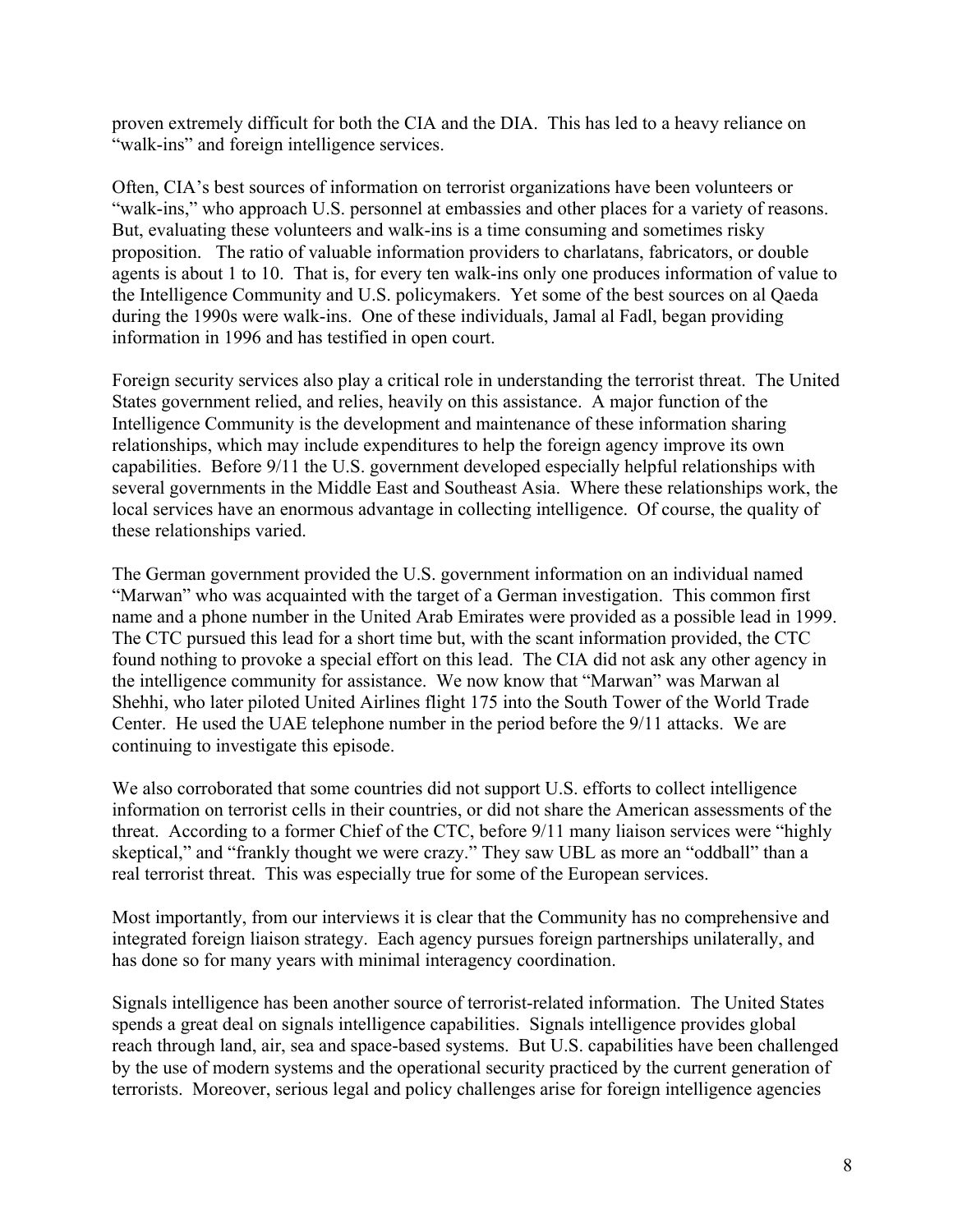proven extremely difficult for both the CIA and the DIA. This has led to a heavy reliance on "walk-ins" and foreign intelligence services.

Often, CIA's best sources of information on terrorist organizations have been volunteers or "walk-ins," who approach U.S. personnel at embassies and other places for a variety of reasons. But, evaluating these volunteers and walk-ins is a time consuming and sometimes risky proposition. The ratio of valuable information providers to charlatans, fabricators, or double agents is about 1 to 10. That is, for every ten walk-ins only one produces information of value to the Intelligence Community and U.S. policymakers. Yet some of the best sources on al Qaeda during the 1990s were walk-ins. One of these individuals, Jamal al Fadl, began providing information in 1996 and has testified in open court.

Foreign security services also play a critical role in understanding the terrorist threat. The United States government relied, and relies, heavily on this assistance. A major function of the Intelligence Community is the development and maintenance of these information sharing relationships, which may include expenditures to help the foreign agency improve its own capabilities. Before 9/11 the U.S. government developed especially helpful relationships with several governments in the Middle East and Southeast Asia. Where these relationships work, the local services have an enormous advantage in collecting intelligence. Of course, the quality of these relationships varied.

The German government provided the U.S. government information on an individual named "Marwan" who was acquainted with the target of a German investigation. This common first name and a phone number in the United Arab Emirates were provided as a possible lead in 1999. The CTC pursued this lead for a short time but, with the scant information provided, the CTC found nothing to provoke a special effort on this lead. The CIA did not ask any other agency in the intelligence community for assistance. We now know that "Marwan" was Marwan al Shehhi, who later piloted United Airlines flight 175 into the South Tower of the World Trade Center. He used the UAE telephone number in the period before the 9/11 attacks. We are continuing to investigate this episode.

We also corroborated that some countries did not support U.S. efforts to collect intelligence information on terrorist cells in their countries, or did not share the American assessments of the threat. According to a former Chief of the CTC, before 9/11 many liaison services were "highly skeptical," and "frankly thought we were crazy." They saw UBL as more an "oddball" than a real terrorist threat. This was especially true for some of the European services.

Most importantly, from our interviews it is clear that the Community has no comprehensive and integrated foreign liaison strategy. Each agency pursues foreign partnerships unilaterally, and has done so for many years with minimal interagency coordination.

Signals intelligence has been another source of terrorist-related information. The United States spends a great deal on signals intelligence capabilities. Signals intelligence provides global reach through land, air, sea and space-based systems. But U.S. capabilities have been challenged by the use of modern systems and the operational security practiced by the current generation of terrorists. Moreover, serious legal and policy challenges arise for foreign intelligence agencies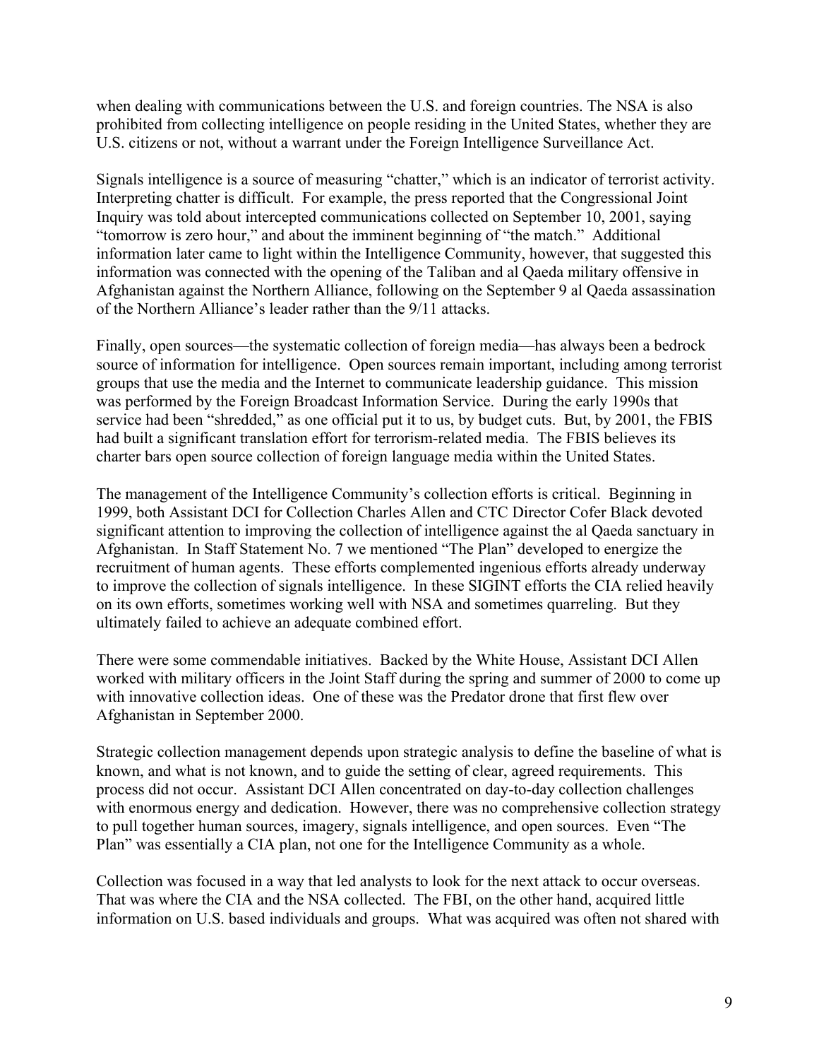when dealing with communications between the U.S. and foreign countries. The NSA is also prohibited from collecting intelligence on people residing in the United States, whether they are U.S. citizens or not, without a warrant under the Foreign Intelligence Surveillance Act.

Signals intelligence is a source of measuring "chatter," which is an indicator of terrorist activity. Interpreting chatter is difficult. For example, the press reported that the Congressional Joint Inquiry was told about intercepted communications collected on September 10, 2001, saying "tomorrow is zero hour," and about the imminent beginning of "the match." Additional information later came to light within the Intelligence Community, however, that suggested this information was connected with the opening of the Taliban and al Qaeda military offensive in Afghanistan against the Northern Alliance, following on the September 9 al Qaeda assassination of the Northern Alliance's leader rather than the 9/11 attacks.

Finally, open sources—the systematic collection of foreign media—has always been a bedrock source of information for intelligence. Open sources remain important, including among terrorist groups that use the media and the Internet to communicate leadership guidance. This mission was performed by the Foreign Broadcast Information Service. During the early 1990s that service had been "shredded," as one official put it to us, by budget cuts. But, by 2001, the FBIS had built a significant translation effort for terrorism-related media. The FBIS believes its charter bars open source collection of foreign language media within the United States.

The management of the Intelligence Community's collection efforts is critical. Beginning in 1999, both Assistant DCI for Collection Charles Allen and CTC Director Cofer Black devoted significant attention to improving the collection of intelligence against the al Qaeda sanctuary in Afghanistan. In Staff Statement No. 7 we mentioned "The Plan" developed to energize the recruitment of human agents. These efforts complemented ingenious efforts already underway to improve the collection of signals intelligence. In these SIGINT efforts the CIA relied heavily on its own efforts, sometimes working well with NSA and sometimes quarreling. But they ultimately failed to achieve an adequate combined effort.

There were some commendable initiatives. Backed by the White House, Assistant DCI Allen worked with military officers in the Joint Staff during the spring and summer of 2000 to come up with innovative collection ideas. One of these was the Predator drone that first flew over Afghanistan in September 2000.

Strategic collection management depends upon strategic analysis to define the baseline of what is known, and what is not known, and to guide the setting of clear, agreed requirements. This process did not occur. Assistant DCI Allen concentrated on day-to-day collection challenges with enormous energy and dedication. However, there was no comprehensive collection strategy to pull together human sources, imagery, signals intelligence, and open sources. Even "The Plan" was essentially a CIA plan, not one for the Intelligence Community as a whole.

Collection was focused in a way that led analysts to look for the next attack to occur overseas. That was where the CIA and the NSA collected. The FBI, on the other hand, acquired little information on U.S. based individuals and groups. What was acquired was often not shared with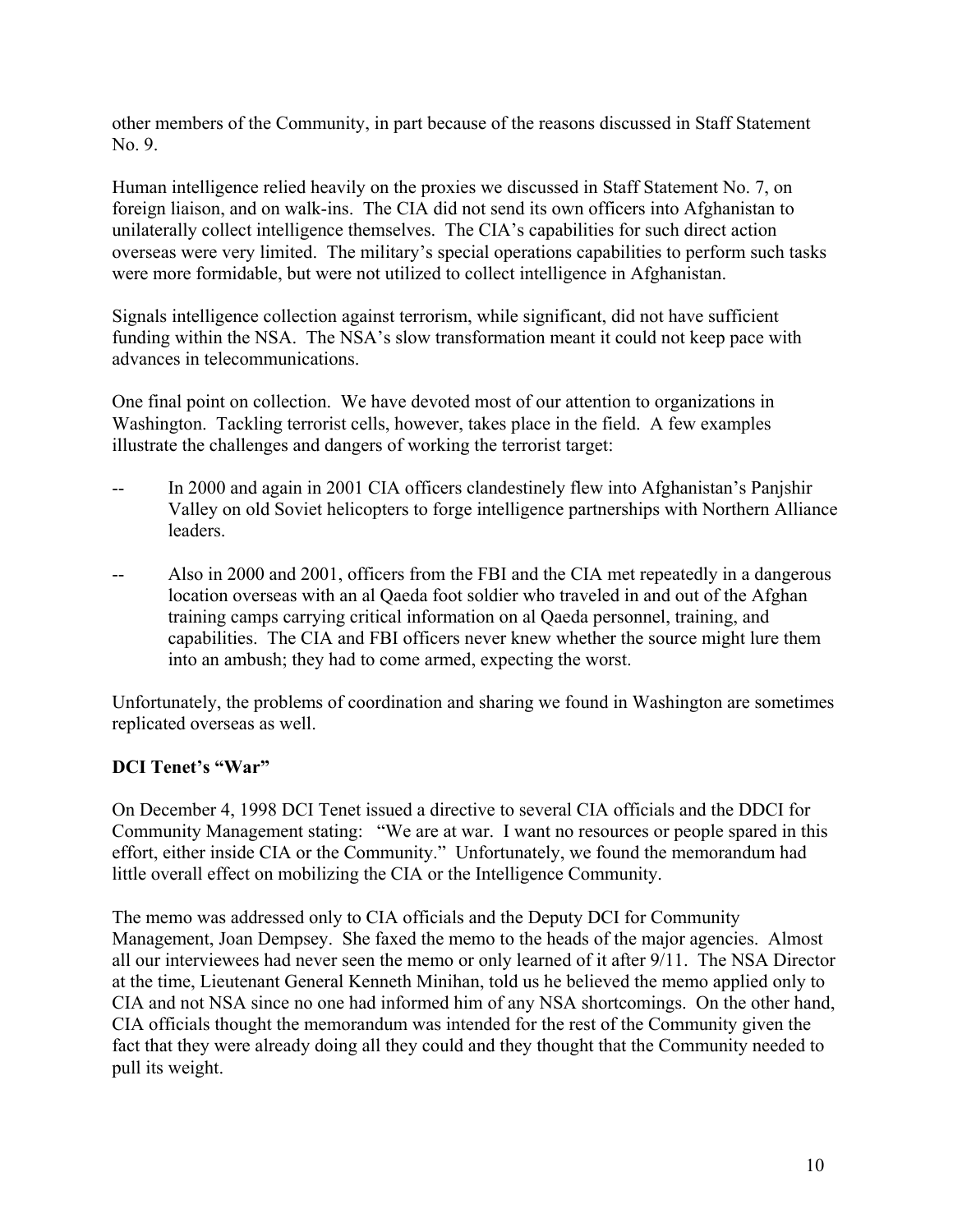other members of the Community, in part because of the reasons discussed in Staff Statement No. 9.

Human intelligence relied heavily on the proxies we discussed in Staff Statement No. 7, on foreign liaison, and on walk-ins. The CIA did not send its own officers into Afghanistan to unilaterally collect intelligence themselves. The CIA's capabilities for such direct action overseas were very limited. The military's special operations capabilities to perform such tasks were more formidable, but were not utilized to collect intelligence in Afghanistan.

Signals intelligence collection against terrorism, while significant, did not have sufficient funding within the NSA. The NSA's slow transformation meant it could not keep pace with advances in telecommunications.

One final point on collection. We have devoted most of our attention to organizations in Washington. Tackling terrorist cells, however, takes place in the field. A few examples illustrate the challenges and dangers of working the terrorist target:

- In 2000 and again in 2001 CIA officers clandestinely flew into Afghanistan's Panjshir Valley on old Soviet helicopters to forge intelligence partnerships with Northern Alliance leaders.
- Also in 2000 and 2001, officers from the FBI and the CIA met repeatedly in a dangerous location overseas with an al Qaeda foot soldier who traveled in and out of the Afghan training camps carrying critical information on al Qaeda personnel, training, and capabilities. The CIA and FBI officers never knew whether the source might lure them into an ambush; they had to come armed, expecting the worst.

Unfortunately, the problems of coordination and sharing we found in Washington are sometimes replicated overseas as well.

**DCI Tenet's "War"**

On December 4, 1998 DCI Tenet issued a directive to several CIA officials and the DDCI for Community Management stating: "We are at war. I want no resources or people spared in this effort, either inside CIA or the Community." Unfortunately, we found the memorandum had little overall effect on mobilizing the CIA or the Intelligence Community.

The memo was addressed only to CIA officials and the Deputy DCI for Community Management, Joan Dempsey. She faxed the memo to the heads of the major agencies. Almost all our interviewees had never seen the memo or only learned of it after 9/11. The NSA Director at the time, Lieutenant General Kenneth Minihan, told us he believed the memo applied only to CIA and not NSA since no one had informed him of any NSA shortcomings. On the other hand, CIA officials thought the memorandum was intended for the rest of the Community given the fact that they were already doing all they could and they thought that the Community needed to pull its weight.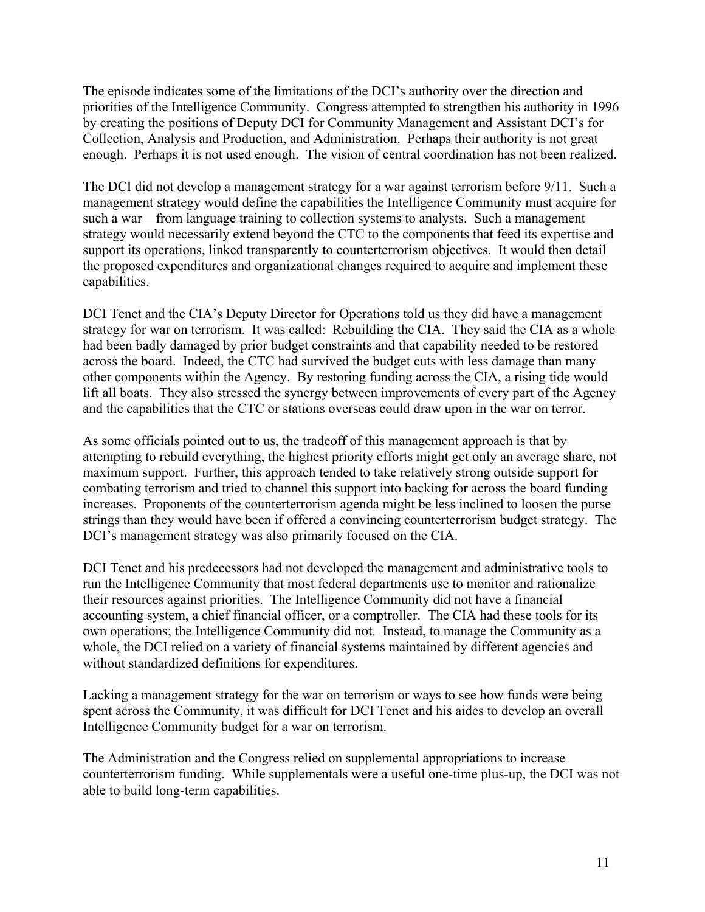The episode indicates some of the limitations of the DCI's authority over the direction and priorities of the Intelligence Community. Congress attempted to strengthen his authority in 1996 by creating the positions of Deputy DCI for Community Management and Assistant DCI's for Collection, Analysis and Production, and Administration. Perhaps their authority is not great enough. Perhaps it is not used enough. The vision of central coordination has not been realized.

The DCI did not develop a management strategy for a war against terrorism before 9/11. Such a management strategy would define the capabilities the Intelligence Community must acquire for such a war—from language training to collection systems to analysts. Such a management strategy would necessarily extend beyond the CTC to the components that feed its expertise and support its operations, linked transparently to counterterrorism objectives. It would then detail the proposed expenditures and organizational changes required to acquire and implement these capabilities.

DCI Tenet and the CIA's Deputy Director for Operations told us they did have a management strategy for war on terrorism. It was called: Rebuilding the CIA. They said the CIA as a whole had been badly damaged by prior budget constraints and that capability needed to be restored across the board. Indeed, the CTC had survived the budget cuts with less damage than many other components within the Agency. By restoring funding across the CIA, a rising tide would lift all boats. They also stressed the synergy between improvements of every part of the Agency and the capabilities that the CTC or stations overseas could draw upon in the war on terror.

As some officials pointed out to us, the tradeoff of this management approach is that by attempting to rebuild everything, the highest priority efforts might get only an average share, not maximum support. Further, this approach tended to take relatively strong outside support for combating terrorism and tried to channel this support into backing for across the board funding increases. Proponents of the counterterrorism agenda might be less inclined to loosen the purse strings than they would have been if offered a convincing counterterrorism budget strategy. The DCI's management strategy was also primarily focused on the CIA.

DCI Tenet and his predecessors had not developed the management and administrative tools to run the Intelligence Community that most federal departments use to monitor and rationalize their resources against priorities. The Intelligence Community did not have a financial accounting system, a chief financial officer, or a comptroller. The CIA had these tools for its own operations; the Intelligence Community did not. Instead, to manage the Community as a whole, the DCI relied on a variety of financial systems maintained by different agencies and without standardized definitions for expenditures.

Lacking a management strategy for the war on terrorism or ways to see how funds were being spent across the Community, it was difficult for DCI Tenet and his aides to develop an overall Intelligence Community budget for a war on terrorism.

The Administration and the Congress relied on supplemental appropriations to increase counterterrorism funding. While supplementals were a useful one-time plus-up, the DCI was not able to build long-term capabilities.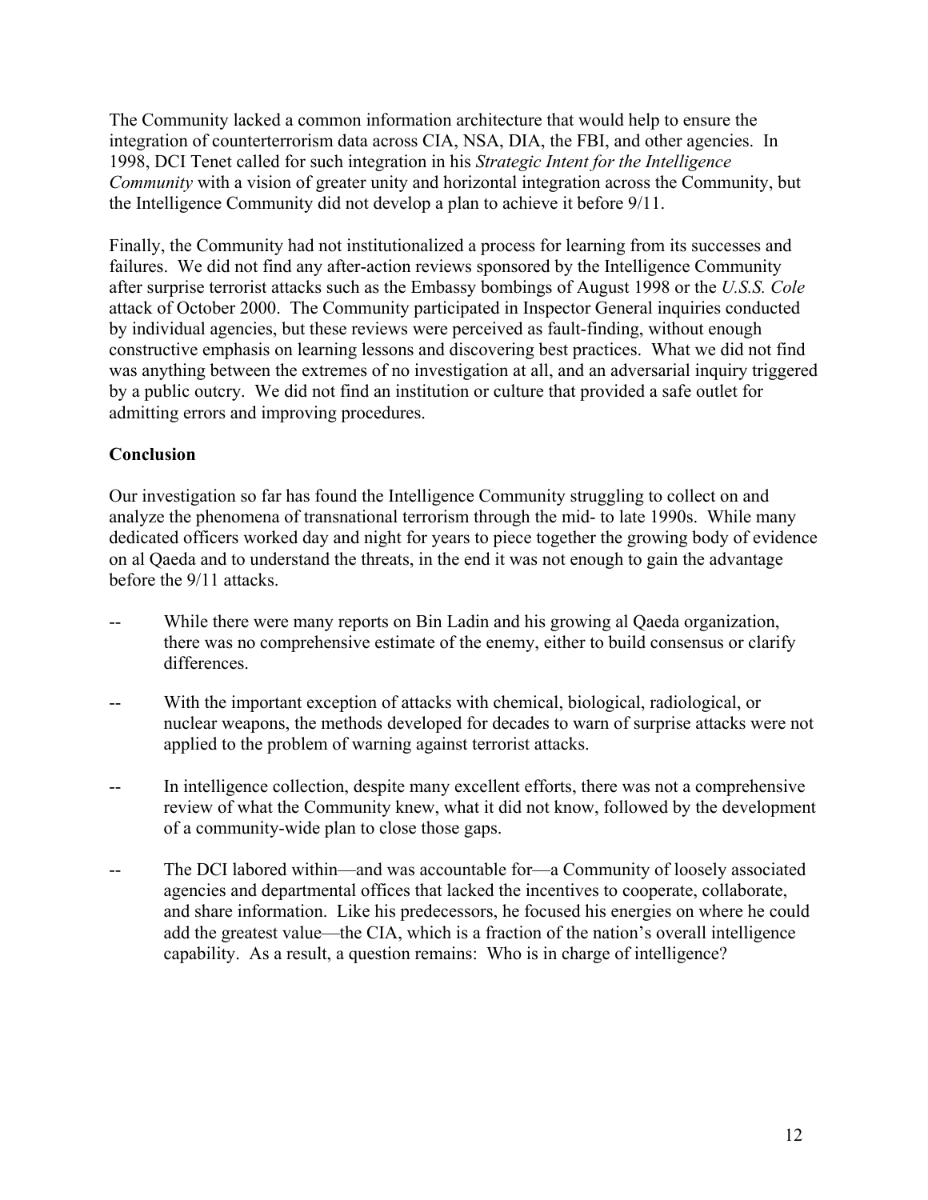The Community lacked a common information architecture that would help to ensure the integration of counterterrorism data across CIA, NSA, DIA, the FBI, and other agencies. In 1998, DCI Tenet called for such integration in his *Strategic Intent for the Intelligence Community* with a vision of greater unity and horizontal integration across the Community, but the Intelligence Community did not develop a plan to achieve it before 9/11.

Finally, the Community had not institutionalized a process for learning from its successes and failures. We did not find any after-action reviews sponsored by the Intelligence Community after surprise terrorist attacks such as the Embassy bombings of August 1998 or the *U.S.S. Cole* attack of October 2000. The Community participated in Inspector General inquiries conducted by individual agencies, but these reviews were perceived as fault-finding, without enough constructive emphasis on learning lessons and discovering best practices. What we did not find was anything between the extremes of no investigation at all, and an adversarial inquiry triggered by a public outcry. We did not find an institution or culture that provided a safe outlet for admitting errors and improving procedures.

**Conclusion**

Our investigation so far has found the Intelligence Community struggling to collect on and analyze the phenomena of transnational terrorism through the mid- to late 1990s. While many dedicated officers worked day and night for years to piece together the growing body of evidence on al Qaeda and to understand the threats, in the end it was not enough to gain the advantage before the 9/11 attacks.

-- While there were many reports on Bin Ladin and his growing al Qaeda organization, there was no comprehensive estimate of the enemy, either to build consensus or clarify differences.

-- With the important exception of attacks with chemical, biological, radiological, or nuclear weapons, the methods developed for decades to warn of surprise attacks were not applied to the problem of warning against terrorist attacks.

-- In intelligence collection, despite many excellent efforts, there was not a comprehensive review of what the Community knew, what it did not know, followed by the development of a community-wide plan to close those gaps.

-- The DCI labored within—and was accountable for—a Community of loosely associated agencies and departmental offices that lacked the incentives to cooperate, collaborate, and share information. Like his predecessors, he focused his energies on where he could add the greatest value—the CIA, which is a fraction of the nation's overall intelligence capability. As a result, a question remains: Who is in charge of intelligence?